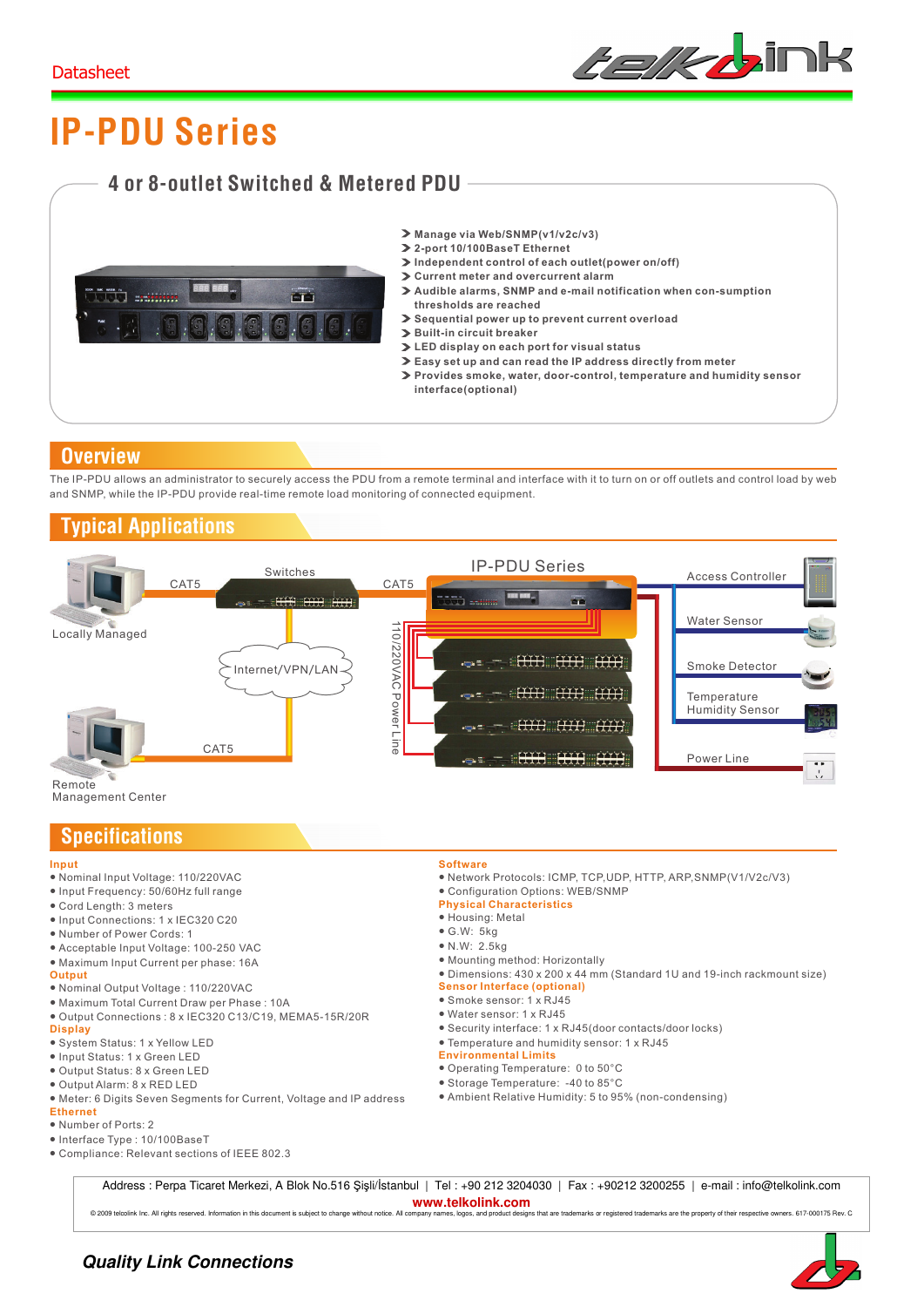Datasheet

# IP-PDU Series

## 4 or 8-outlet Switched & Metered PDU

- Manage via Web/SNMP(v1/v2c/v3)
- 2-port 10/100BaseT Ethernet
- Independent control of each outlet(power on/off)
- Current meter and overcurrent alarm
- Audible alarms, SNMP and e-mail notification when con-sumption thresholds are reached
- Sequential power up to prevent current overload
- Built-in circuit breaker
- LED display on each port for visual status
- Easy set up and can read the IP address directly from meter
- Provides smoke, water, door-control, temperature and humidity sensor interface(optional)

## Overview

The IP-PDU allows an administrator to securely access the PDU from a remote terminal and interface with it to turn on or off outlets and control load by web and SNMP, while the IP-PDU provide real-time remote load monitoring of connected equipment.

## Typical Applications

Locally Managed — CAT5 — Switches — CAT5 — IP-PDU Series

Internet/VPN/LAN

Remote Management Center — CAT5

110/220VAC Power Line

Access Controller, Water Sensor, Smoke Detector, Temperature Humidity Sensor, Power Line

## Specifications

**Input**
- Nominal Input Voltage: 110/220VAC
- Input Frequency: 50/60Hz full range
- Cord Length: 3 meters
- Input Connections: 1 x IEC320 C20
- Number of Power Cords: 1
- Acceptable Input Voltage: 100-250 VAC
- Maximum Input Current per phase: 16A

**Output**
- Nominal Output Voltage : 110/220VAC
- Maximum Total Current Draw per Phase : 10A
- Output Connections : 8 x IEC320 C13/C19, MEMA5-15R/20R

**Display**
- System Status: 1 x Yellow LED
- Input Status: 1 x Green LED
- Output Status: 8 x Green LED
- Output Alarm: 8 x RED LED
- Meter: 6 Digits Seven Segments for Current, Voltage and IP address

**Ethernet**
- Number of Ports: 2
- Interface Type : 10/100BaseT
- Compliance: Relevant sections of IEEE 802.3

**Software**
- Network Protocols: ICMP, TCP,UDP, HTTP, ARP,SNMP(V1/V2c/V3)
- Configuration Options: WEB/SNMP

**Physical Characteristics**
- Housing: Metal
- G.W: 5kg
- N.W: 2.5kg
- Mounting method: Horizontally
- Dimensions: 430 x 200 x 44 mm (Standard 1U and 19-inch rackmount size)

**Sensor Interface (optional)**
- Smoke sensor: 1 x RJ45
- Water sensor: 1 x RJ45
- Security interface: 1 x RJ45(door contacts/door locks)
- Temperature and humidity sensor: 1 x RJ45

**Environmental Limits**
- Operating Temperature: 0 to 50°C
- Storage Temperature: -40 to 85°C
- Ambient Relative Humidity: 5 to 95% (non-condensing)

Address : Perpa Ticaret Merkezi, A Blok No.516 Şişli/İstanbul | Tel : +90 212 3204030 | Fax : +90212 3200255 | e-mail : info@telkolink.com

**www.telkolink.com**

© 2009 telcolink Inc. All rights reserved. Information in this document is subject to change without notice. All company names, logos, and product designs that are trademarks or registered trademarks are the property of their respective owners. 617-000175 Rev. C

***Quality Link Connections***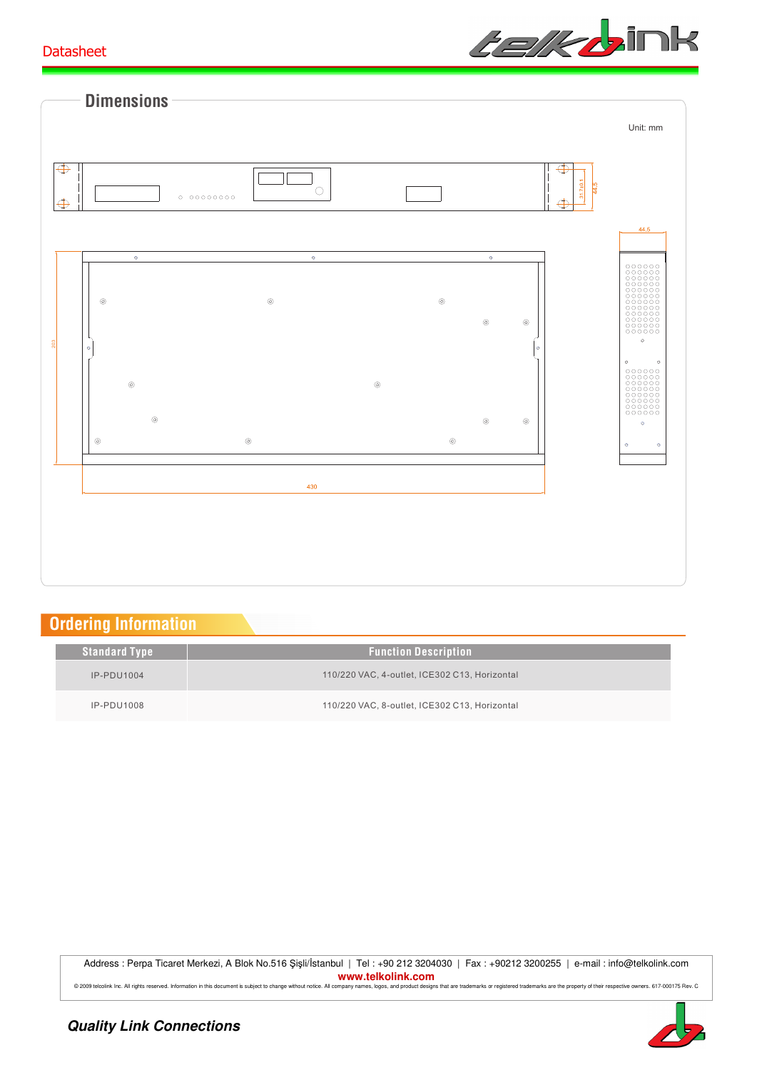## Dimensions

Unit: mm

31.7±0.1

44.5

44.5

203

430

## Ordering Information

| Standard Type | Function Description |
|---|---|
| IP-PDU1004 | 110/220 VAC, 4-outlet, ICE302 C13, Horizontal |
| IP-PDU1008 | 110/220 VAC, 8-outlet, ICE302 C13, Horizontal |

Address : Perpa Ticaret Merkezi, A Blok No.516 Şişli/İstanbul | Tel : +90 212 3204030 | Fax : +90212 3200255 | e-mail : info@telkolink.com

**www.telkolink.com**

© 2009 telcolink Inc. All rights reserved. Information in this document is subject to change without notice. All company names, logos, and product designs that are trademarks or registered trademarks are the property of their respective owners. 617-000175 Rev. C

***Quality Link Connections***